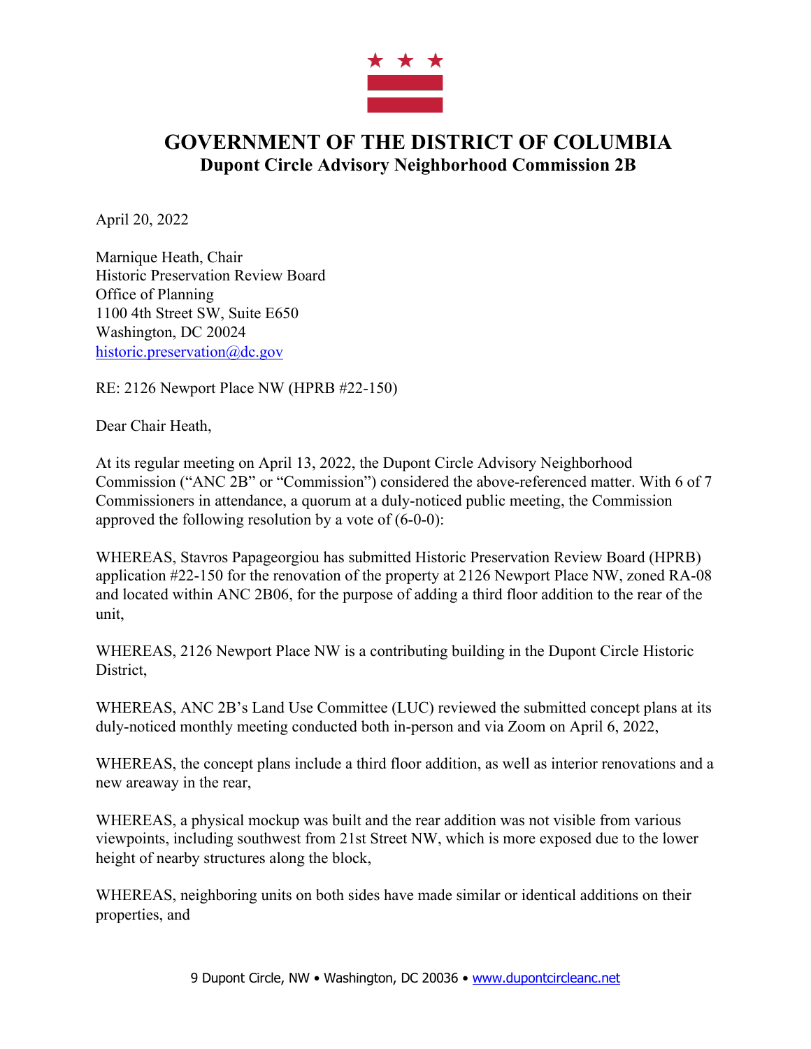# GOVERNMENT OF THE DISTRICT OF COLUMBIA
## Dupont Circle Advisory Neighborhood Commission 2B

April 20, 2022

Marnique Heath, Chair
Historic Preservation Review Board
Office of Planning
1100 4th Street SW, Suite E650
Washington, DC 20024
historic.preservation@dc.gov

RE: 2126 Newport Place NW (HPRB #22-150)

Dear Chair Heath,

At its regular meeting on April 13, 2022, the Dupont Circle Advisory Neighborhood Commission ("ANC 2B" or "Commission") considered the above-referenced matter. With 6 of 7 Commissioners in attendance, a quorum at a duly-noticed public meeting, the Commission approved the following resolution by a vote of (6-0-0):

WHEREAS, Stavros Papageorgiou has submitted Historic Preservation Review Board (HPRB) application #22-150 for the renovation of the property at 2126 Newport Place NW, zoned RA-08 and located within ANC 2B06, for the purpose of adding a third floor addition to the rear of the unit,

WHEREAS, 2126 Newport Place NW is a contributing building in the Dupont Circle Historic District,

WHEREAS, ANC 2B's Land Use Committee (LUC) reviewed the submitted concept plans at its duly-noticed monthly meeting conducted both in-person and via Zoom on April 6, 2022,

WHEREAS, the concept plans include a third floor addition, as well as interior renovations and a new areaway in the rear,

WHEREAS, a physical mockup was built and the rear addition was not visible from various viewpoints, including southwest from 21st Street NW, which is more exposed due to the lower height of nearby structures along the block,

WHEREAS, neighboring units on both sides have made similar or identical additions on their properties, and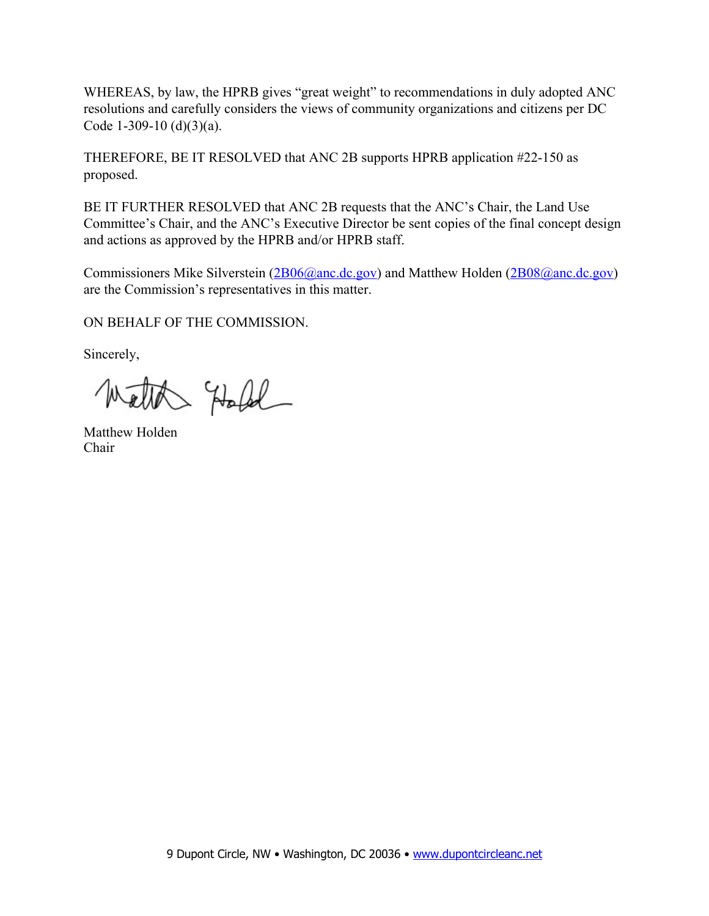WHEREAS, by law, the HPRB gives "great weight" to recommendations in duly adopted ANC resolutions and carefully considers the views of community organizations and citizens per DC Code 1-309-10 (d)(3)(a).

THEREFORE, BE IT RESOLVED that ANC 2B supports HPRB application #22-150 as proposed.

BE IT FURTHER RESOLVED that ANC 2B requests that the ANC's Chair, the Land Use Committee's Chair, and the ANC's Executive Director be sent copies of the final concept design and actions as approved by the HPRB and/or HPRB staff.

Commissioners Mike Silverstein (2B06@anc.dc.gov) and Matthew Holden (2B08@anc.dc.gov) are the Commission's representatives in this matter.

ON BEHALF OF THE COMMISSION.

Sincerely,

Matthew Holden
Chair

9 Dupont Circle, NW • Washington, DC 20036 • www.dupontcircleanc.net